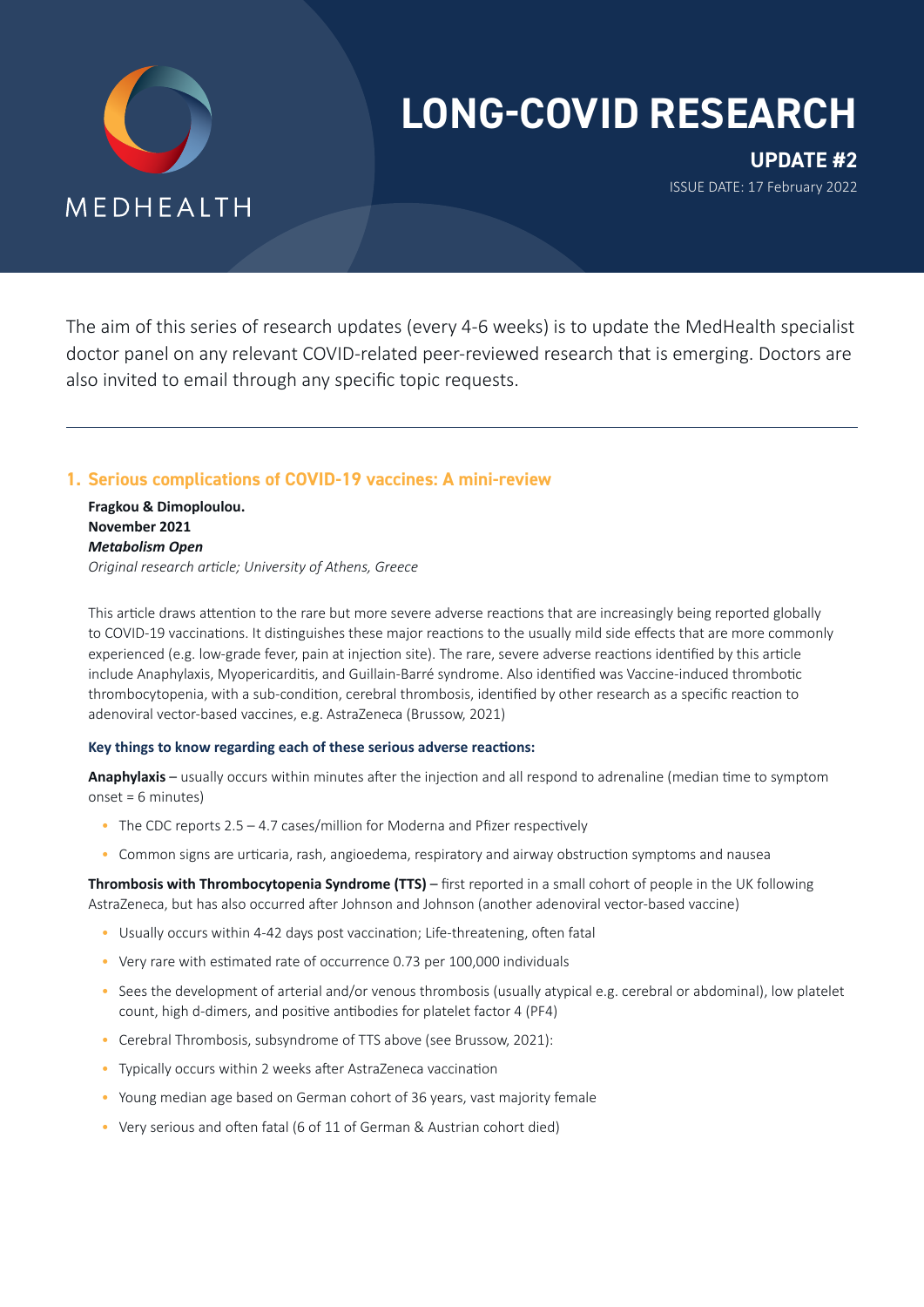MEDHEALTH

# LONG-COVID RESEARCH

**UPDATE #2**

ISSUE DATE: 17 February 2022

The aim of this series of research updates (every 4-6 weeks) is to update the MedHealth specialist doctor panel on any relevant COVID-related peer-reviewed research that is emerging. Doctors are also invited to email through any specific topic requests.

---

## 1. Serious complications of COVID-19 vaccines: A mini-review

**Fragkou & Dimoploulou.**
**November 2021**
***Metabolism Open***
*Original research article; University of Athens, Greece*

This article draws attention to the rare but more severe adverse reactions that are increasingly being reported globally to COVID-19 vaccinations. It distinguishes these major reactions to the usually mild side effects that are more commonly experienced (e.g. low-grade fever, pain at injection site). The rare, severe adverse reactions identified by this article include Anaphylaxis, Myopericarditis, and Guillain-Barré syndrome. Also identified was Vaccine-induced thrombotic thrombocytopenia, with a sub-condition, cerebral thrombosis, identified by other research as a specific reaction to adenoviral vector-based vaccines, e.g. AstraZeneca (Brussow, 2021)

### Key things to know regarding each of these serious adverse reactions:

**Anaphylaxis** – usually occurs within minutes after the injection and all respond to adrenaline (median time to symptom onset = 6 minutes)

- The CDC reports 2.5 – 4.7 cases/million for Moderna and Pfizer respectively
- Common signs are urticaria, rash, angioedema, respiratory and airway obstruction symptoms and nausea

**Thrombosis with Thrombocytopenia Syndrome (TTS)** – first reported in a small cohort of people in the UK following AstraZeneca, but has also occurred after Johnson and Johnson (another adenoviral vector-based vaccine)

- Usually occurs within 4-42 days post vaccination; Life-threatening, often fatal
- Very rare with estimated rate of occurrence 0.73 per 100,000 individuals
- Sees the development of arterial and/or venous thrombosis (usually atypical e.g. cerebral or abdominal), low platelet count, high d-dimers, and positive antibodies for platelet factor 4 (PF4)
- Cerebral Thrombosis, subsyndrome of TTS above (see Brussow, 2021):
- Typically occurs within 2 weeks after AstraZeneca vaccination
- Young median age based on German cohort of 36 years, vast majority female
- Very serious and often fatal (6 of 11 of German & Austrian cohort died)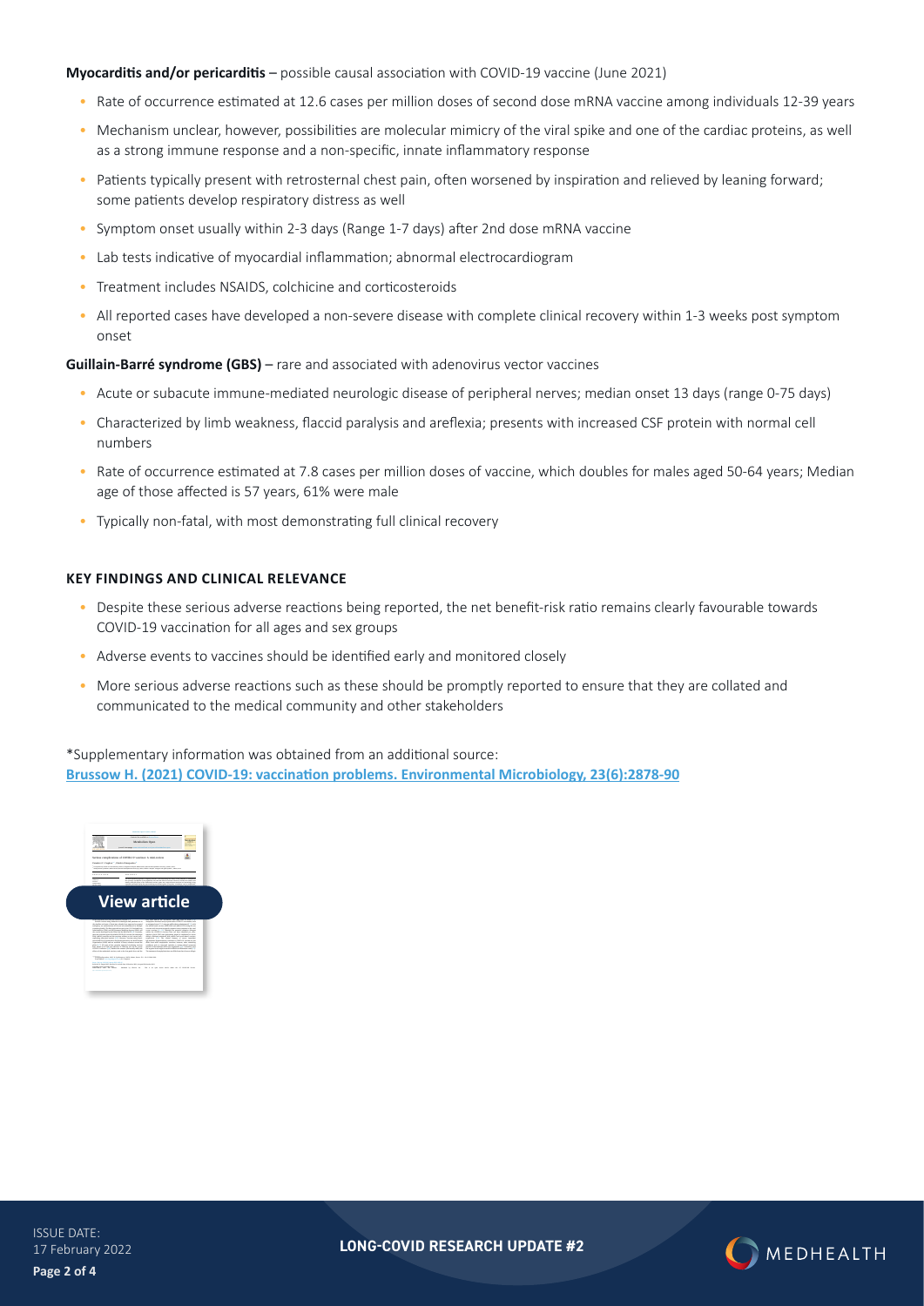**Myocarditis and/or pericarditis** – possible causal association with COVID-19 vaccine (June 2021)

- Rate of occurrence estimated at 12.6 cases per million doses of second dose mRNA vaccine among individuals 12-39 years
- Mechanism unclear, however, possibilities are molecular mimicry of the viral spike and one of the cardiac proteins, as well as a strong immune response and a non-specific, innate inflammatory response
- Patients typically present with retrosternal chest pain, often worsened by inspiration and relieved by leaning forward; some patients develop respiratory distress as well
- Symptom onset usually within 2-3 days (Range 1-7 days) after 2nd dose mRNA vaccine
- Lab tests indicative of myocardial inflammation; abnormal electrocardiogram
- Treatment includes NSAIDS, colchicine and corticosteroids
- All reported cases have developed a non-severe disease with complete clinical recovery within 1-3 weeks post symptom onset

**Guillain-Barré syndrome (GBS)** – rare and associated with adenovirus vector vaccines

- Acute or subacute immune-mediated neurologic disease of peripheral nerves; median onset 13 days (range 0-75 days)
- Characterized by limb weakness, flaccid paralysis and areflexia; presents with increased CSF protein with normal cell numbers
- Rate of occurrence estimated at 7.8 cases per million doses of vaccine, which doubles for males aged 50-64 years; Median age of those affected is 57 years, 61% were male
- Typically non-fatal, with most demonstrating full clinical recovery

### KEY FINDINGS AND CLINICAL RELEVANCE

- Despite these serious adverse reactions being reported, the net benefit-risk ratio remains clearly favourable towards COVID-19 vaccination for all ages and sex groups
- Adverse events to vaccines should be identified early and monitored closely
- More serious adverse reactions such as these should be promptly reported to ensure that they are collated and communicated to the medical community and other stakeholders

*Supplementary information was obtained from an additional source:
**Brussow H. (2021) COVID-19: vaccination problems. Environmental Microbiology, 23(6):2878-90**

View article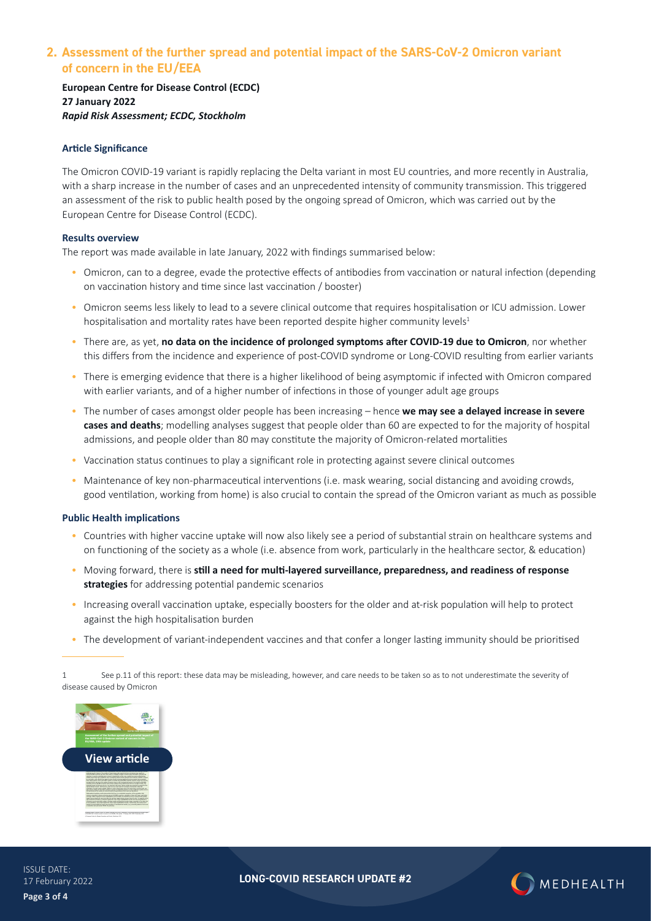## 2. Assessment of the further spread and potential impact of the SARS-CoV-2 Omicron variant of concern in the EU/EEA

**European Centre for Disease Control (ECDC)**
**27 January 2022**
***Rapid Risk Assessment; ECDC, Stockholm***

### Article Significance

The Omicron COVID-19 variant is rapidly replacing the Delta variant in most EU countries, and more recently in Australia, with a sharp increase in the number of cases and an unprecedented intensity of community transmission. This triggered an assessment of the risk to public health posed by the ongoing spread of Omicron, which was carried out by the European Centre for Disease Control (ECDC).

### Results overview

The report was made available in late January, 2022 with findings summarised below:

- Omicron, can to a degree, evade the protective effects of antibodies from vaccination or natural infection (depending on vaccination history and time since last vaccination / booster)
- Omicron seems less likely to lead to a severe clinical outcome that requires hospitalisation or ICU admission. Lower hospitalisation and mortality rates have been reported despite higher community levels[1]
- There are, as yet, **no data on the incidence of prolonged symptoms after COVID-19 due to Omicron**, nor whether this differs from the incidence and experience of post-COVID syndrome or Long-COVID resulting from earlier variants
- There is emerging evidence that there is a higher likelihood of being asymptomic if infected with Omicron compared with earlier variants, and of a higher number of infections in those of younger adult age groups
- The number of cases amongst older people has been increasing – hence **we may see a delayed increase in severe cases and deaths**; modelling analyses suggest that people older than 60 are expected to for the majority of hospital admissions, and people older than 80 may constitute the majority of Omicron-related mortalities
- Vaccination status continues to play a significant role in protecting against severe clinical outcomes
- Maintenance of key non-pharmaceutical interventions (i.e. mask wearing, social distancing and avoiding crowds, good ventilation, working from home) is also crucial to contain the spread of the Omicron variant as much as possible

### Public Health implications

- Countries with higher vaccine uptake will now also likely see a period of substantial strain on healthcare systems and on functioning of the society as a whole (i.e. absence from work, particularly in the healthcare sector, & education)
- Moving forward, there is **still a need for multi-layered surveillance, preparedness, and readiness of response strategies** for addressing potential pandemic scenarios
- Increasing overall vaccination uptake, especially boosters for the older and at-risk population will help to protect against the high hospitalisation burden
- The development of variant-independent vaccines and that confer a longer lasting immunity should be prioritised

---

1 See p.11 of this report: these data may be misleading, however, and care needs to be taken so as to not underestimate the severity of disease caused by Omicron

View article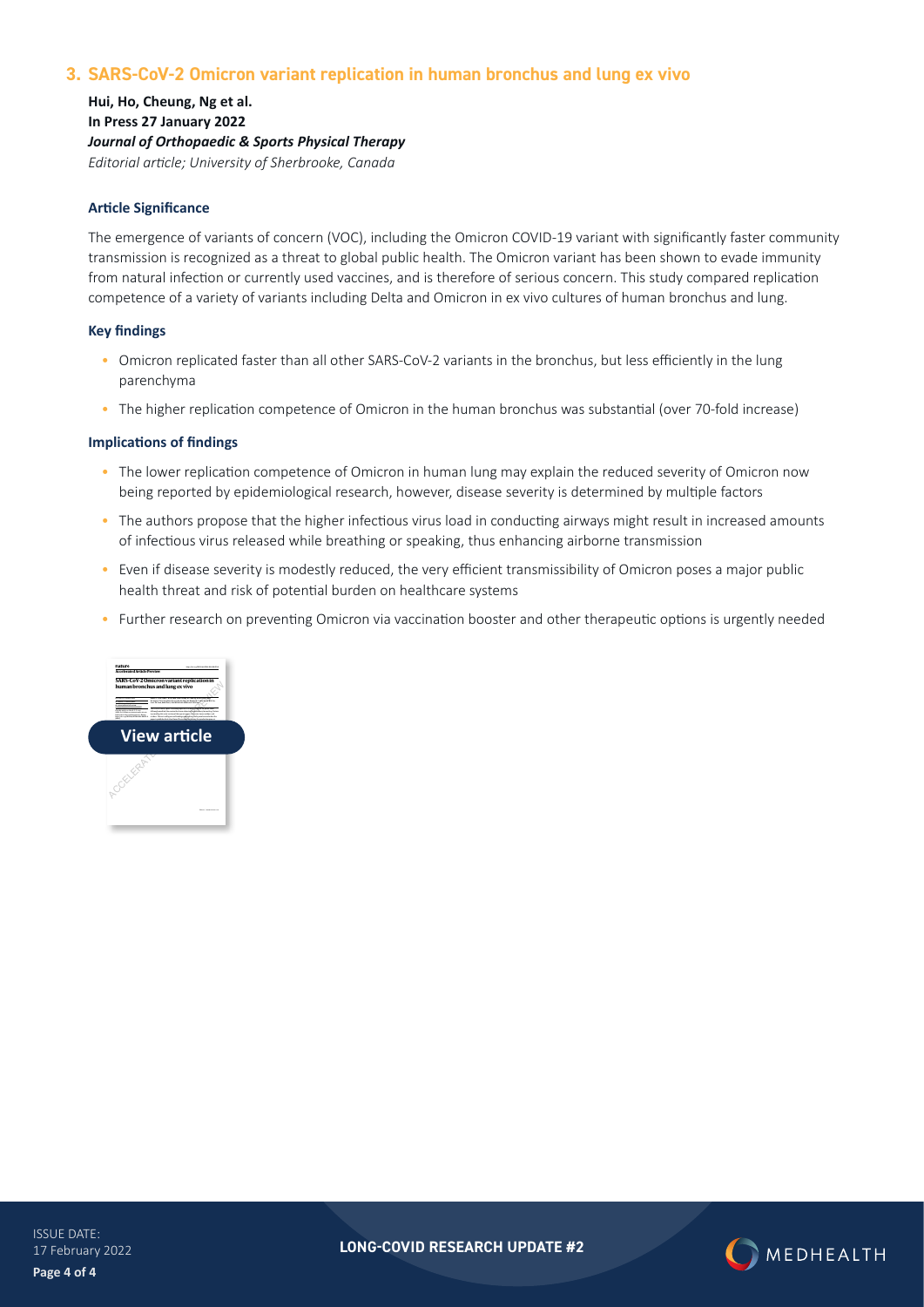## 3. SARS-CoV-2 Omicron variant replication in human bronchus and lung ex vivo

**Hui, Ho, Cheung, Ng et al.**
**In Press 27 January 2022**
***Journal of Orthopaedic & Sports Physical Therapy***
*Editorial article; University of Sherbrooke, Canada*

### Article Significance

The emergence of variants of concern (VOC), including the Omicron COVID-19 variant with significantly faster community transmission is recognized as a threat to global public health. The Omicron variant has been shown to evade immunity from natural infection or currently used vaccines, and is therefore of serious concern. This study compared replication competence of a variety of variants including Delta and Omicron in ex vivo cultures of human bronchus and lung.

### Key findings

- Omicron replicated faster than all other SARS-CoV-2 variants in the bronchus, but less efficiently in the lung parenchyma
- The higher replication competence of Omicron in the human bronchus was substantial (over 70-fold increase)

### Implications of findings

- The lower replication competence of Omicron in human lung may explain the reduced severity of Omicron now being reported by epidemiological research, however, disease severity is determined by multiple factors
- The authors propose that the higher infectious virus load in conducting airways might result in increased amounts of infectious virus released while breathing or speaking, thus enhancing airborne transmission
- Even if disease severity is modestly reduced, the very efficient transmissibility of Omicron poses a major public health threat and risk of potential burden on healthcare systems
- Further research on preventing Omicron via vaccination booster and other therapeutic options is urgently needed

View article